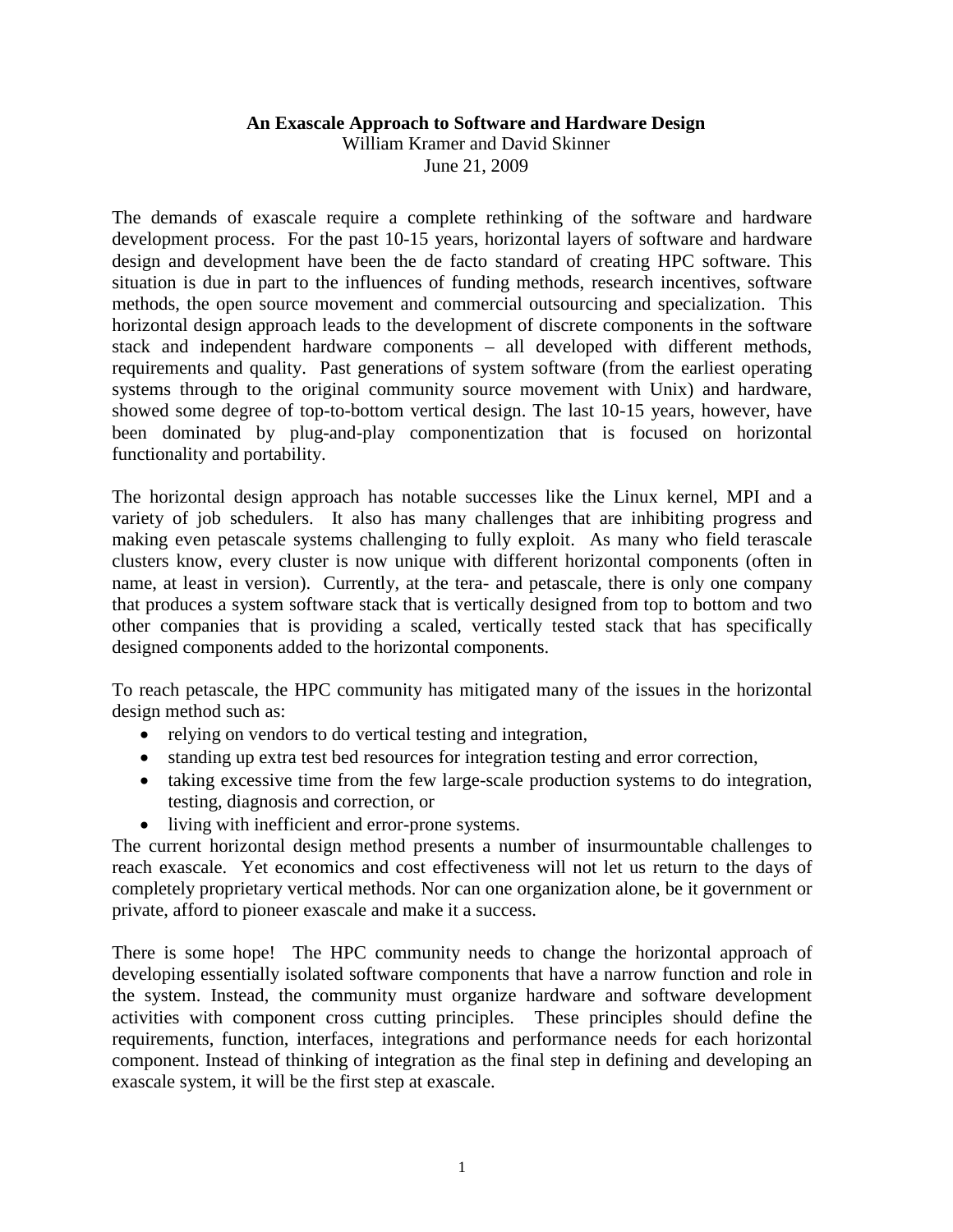# An Exascale Approach to Software and Hardware Design

William Kramer and David Skinner

June 21, 2009

The demands of exascale require a complete rethinking of the software and hardware development process. For the past 10-15 years, horizontal layers of software and hardware design and development have been the de facto standard of creating HPC software. This situation is due in part to the influences of funding methods, research incentives, software methods, the open source movement and commercial outsourcing and specialization. This horizontal design approach leads to the development of discrete components in the software stack and independent hardware components – all developed with different methods, requirements and quality. Past generations of system software (from the earliest operating systems through to the original community source movement with Unix) and hardware, showed some degree of top-to-bottom vertical design. The last 10-15 years, however, have been dominated by plug-and-play componentization that is focused on horizontal functionality and portability.

The horizontal design approach has notable successes like the Linux kernel, MPI and a variety of job schedulers. It also has many challenges that are inhibiting progress and making even petascale systems challenging to fully exploit. As many who field terascale clusters know, every cluster is now unique with different horizontal components (often in name, at least in version). Currently, at the tera- and petascale, there is only one company that produces a system software stack that is vertically designed from top to bottom and two other companies that is providing a scaled, vertically tested stack that has specifically designed components added to the horizontal components.

To reach petascale, the HPC community has mitigated many of the issues in the horizontal design method such as:

- relying on vendors to do vertical testing and integration,
- standing up extra test bed resources for integration testing and error correction,
- taking excessive time from the few large-scale production systems to do integration, testing, diagnosis and correction, or
- living with inefficient and error-prone systems.

The current horizontal design method presents a number of insurmountable challenges to reach exascale. Yet economics and cost effectiveness will not let us return to the days of completely proprietary vertical methods. Nor can one organization alone, be it government or private, afford to pioneer exascale and make it a success.

There is some hope! The HPC community needs to change the horizontal approach of developing essentially isolated software components that have a narrow function and role in the system. Instead, the community must organize hardware and software development activities with component cross cutting principles. These principles should define the requirements, function, interfaces, integrations and performance needs for each horizontal component. Instead of thinking of integration as the final step in defining and developing an exascale system, it will be the first step at exascale.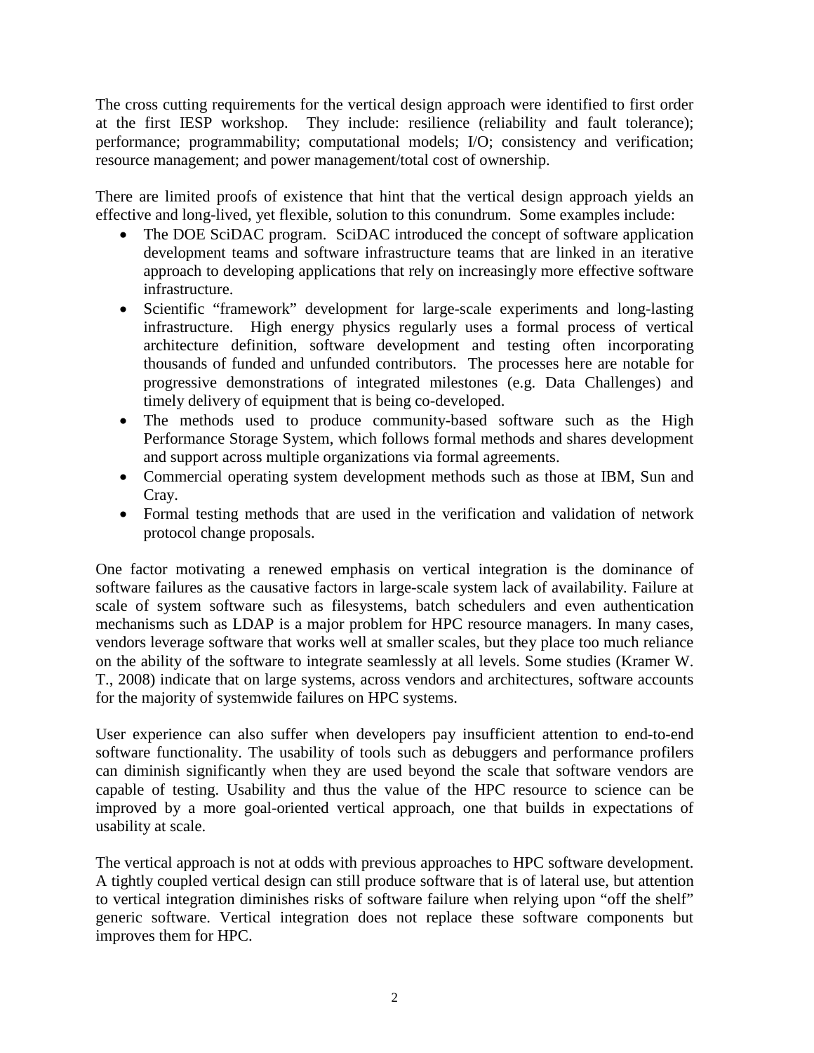The cross cutting requirements for the vertical design approach were identified to first order at the first IESP workshop. They include: resilience (reliability and fault tolerance); performance; programmability; computational models; I/O; consistency and verification; resource management; and power management/total cost of ownership.

There are limited proofs of existence that hint that the vertical design approach yields an effective and long-lived, yet flexible, solution to this conundrum. Some examples include:

- The DOE SciDAC program. SciDAC introduced the concept of software application development teams and software infrastructure teams that are linked in an iterative approach to developing applications that rely on increasingly more effective software infrastructure.
- Scientific "framework" development for large-scale experiments and long-lasting infrastructure. High energy physics regularly uses a formal process of vertical architecture definition, software development and testing often incorporating thousands of funded and unfunded contributors. The processes here are notable for progressive demonstrations of integrated milestones (e.g. Data Challenges) and timely delivery of equipment that is being co-developed.
- The methods used to produce community-based software such as the High Performance Storage System, which follows formal methods and shares development and support across multiple organizations via formal agreements.
- Commercial operating system development methods such as those at IBM, Sun and Cray.
- Formal testing methods that are used in the verification and validation of network protocol change proposals.

One factor motivating a renewed emphasis on vertical integration is the dominance of software failures as the causative factors in large-scale system lack of availability. Failure at scale of system software such as filesystems, batch schedulers and even authentication mechanisms such as LDAP is a major problem for HPC resource managers. In many cases, vendors leverage software that works well at smaller scales, but they place too much reliance on the ability of the software to integrate seamlessly at all levels. Some studies (Kramer W. T., 2008) indicate that on large systems, across vendors and architectures, software accounts for the majority of systemwide failures on HPC systems.

User experience can also suffer when developers pay insufficient attention to end-to-end software functionality. The usability of tools such as debuggers and performance profilers can diminish significantly when they are used beyond the scale that software vendors are capable of testing. Usability and thus the value of the HPC resource to science can be improved by a more goal-oriented vertical approach, one that builds in expectations of usability at scale.

The vertical approach is not at odds with previous approaches to HPC software development. A tightly coupled vertical design can still produce software that is of lateral use, but attention to vertical integration diminishes risks of software failure when relying upon "off the shelf" generic software. Vertical integration does not replace these software components but improves them for HPC.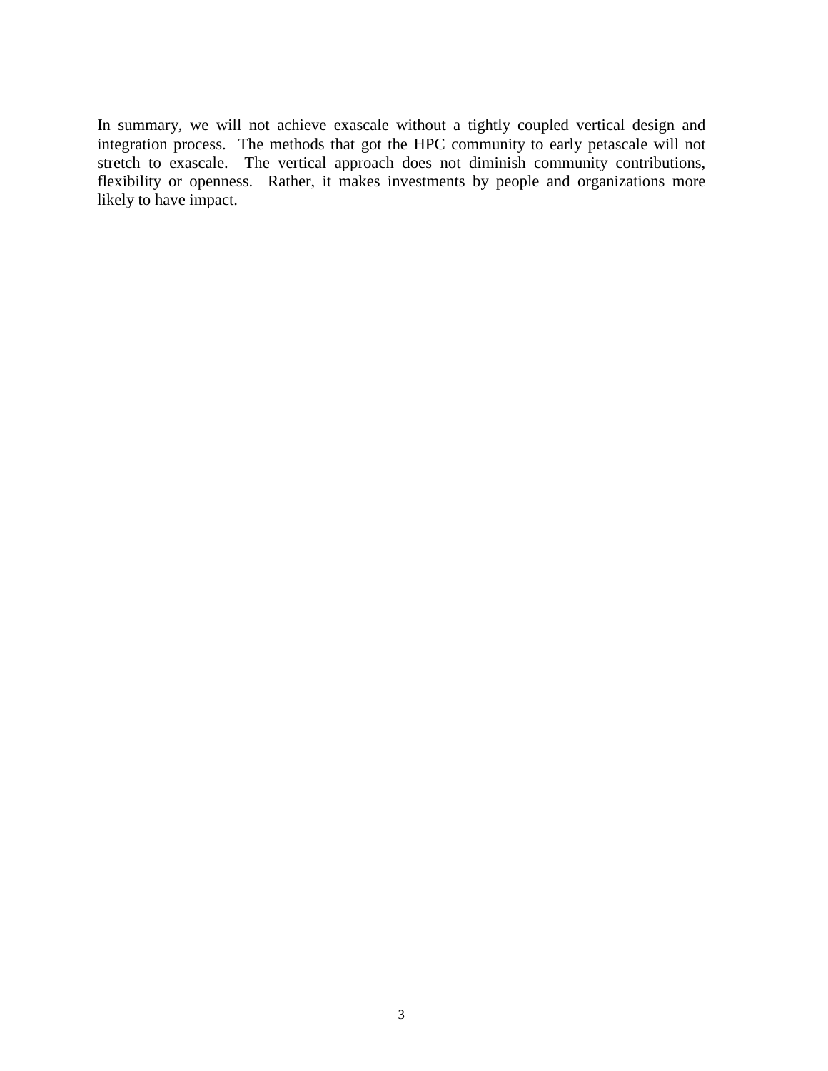In summary, we will not achieve exascale without a tightly coupled vertical design and integration process. The methods that got the HPC community to early petascale will not stretch to exascale. The vertical approach does not diminish community contributions, flexibility or openness. Rather, it makes investments by people and organizations more likely to have impact.